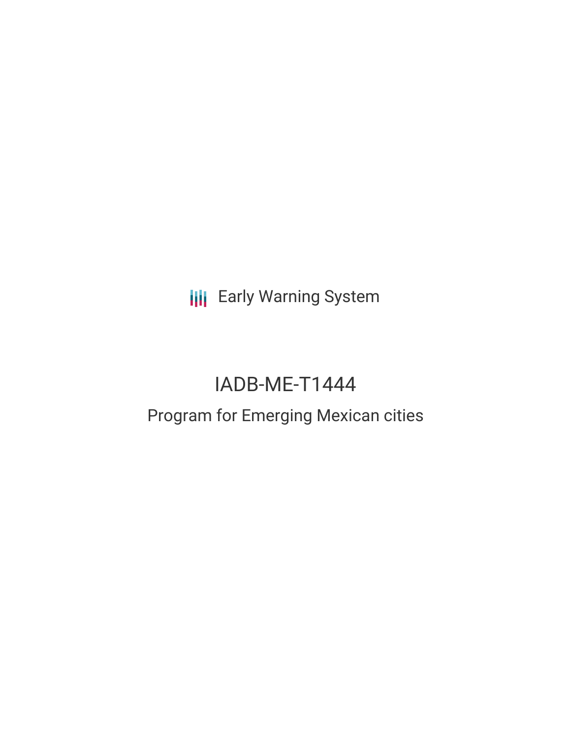Early Warning System

# IADB-ME-T1444

## Program for Emerging Mexican cities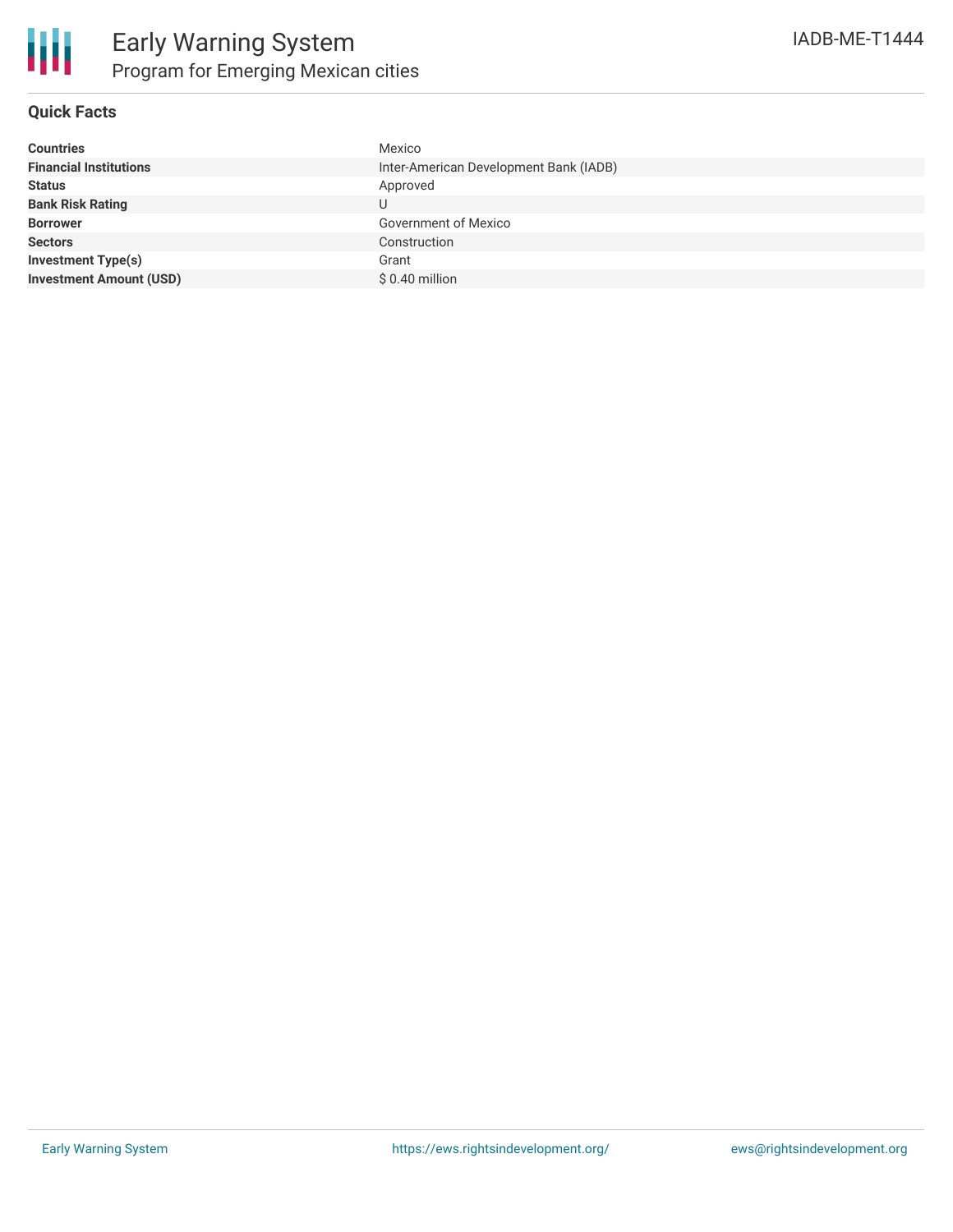# Early Warning System

## Program for Emerging Mexican cities

IADB-ME-T1444

### Quick Facts

| | |
|---|---|
| **Countries** | Mexico |
| **Financial Institutions** | Inter-American Development Bank (IADB) |
| **Status** | Approved |
| **Bank Risk Rating** | U |
| **Borrower** | Government of Mexico |
| **Sectors** | Construction |
| **Investment Type(s)** | Grant |
| **Investment Amount (USD)** | $ 0.40 million |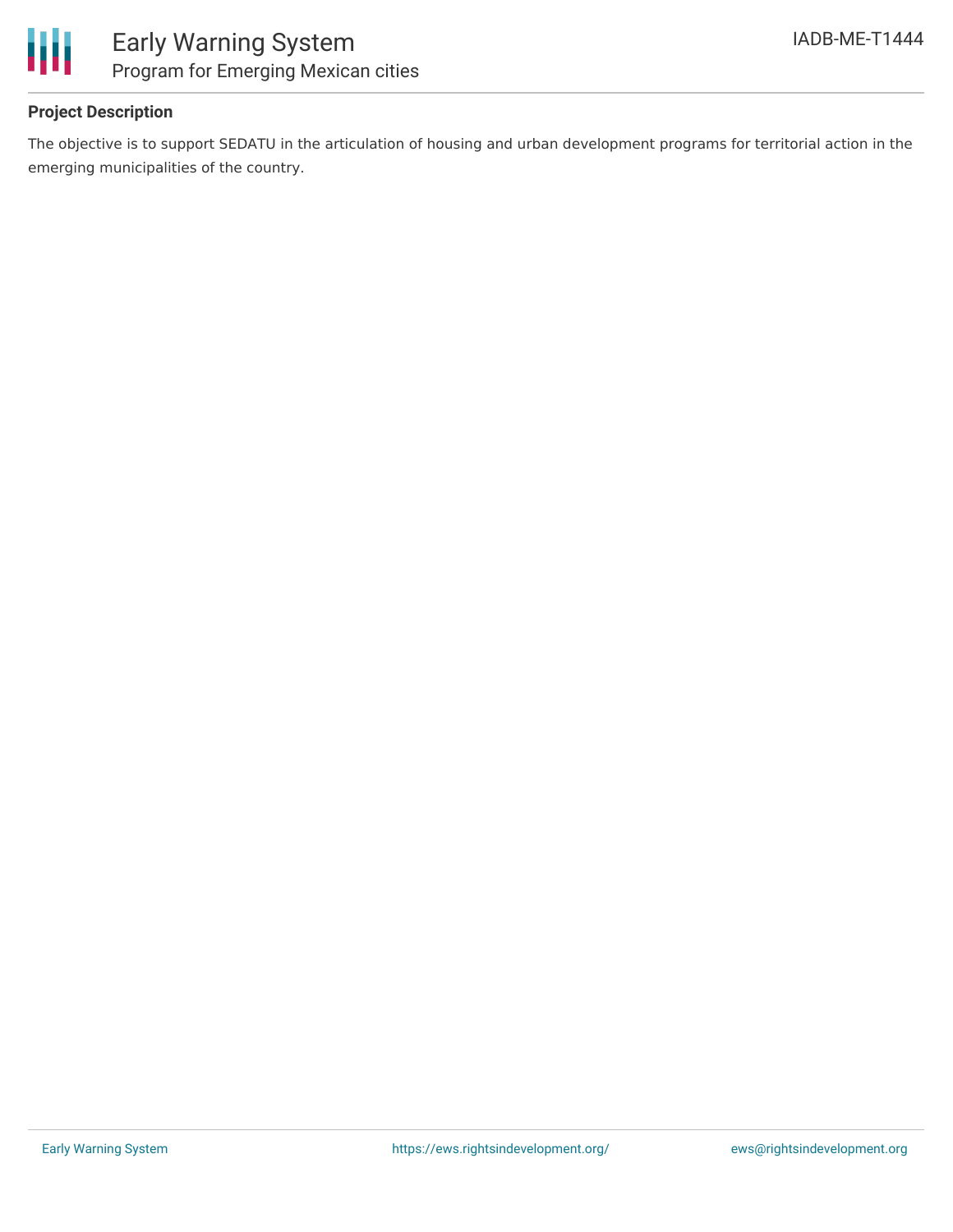**Project Description**

The objective is to support SEDATU in the articulation of housing and urban development programs for territorial action in the emerging municipalities of the country.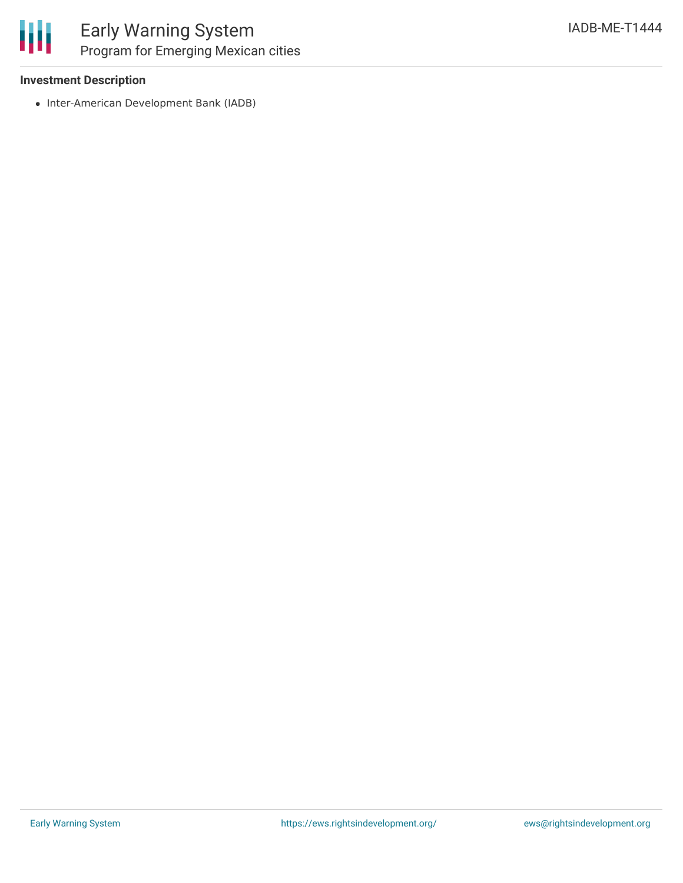**Investment Description**

- Inter-American Development Bank (IADB)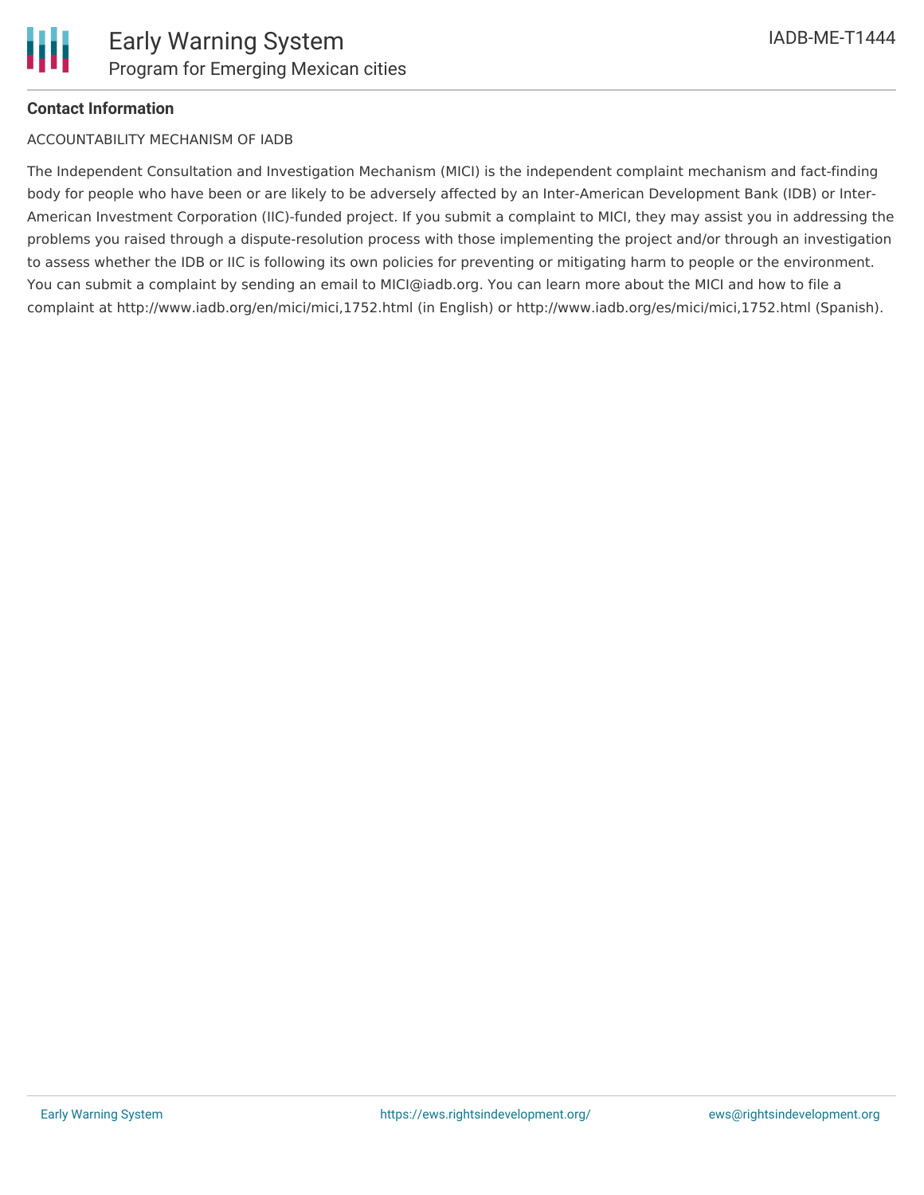**Contact Information**

ACCOUNTABILITY MECHANISM OF IADB

The Independent Consultation and Investigation Mechanism (MICI) is the independent complaint mechanism and fact-finding body for people who have been or are likely to be adversely affected by an Inter-American Development Bank (IDB) or Inter-American Investment Corporation (IIC)-funded project. If you submit a complaint to MICI, they may assist you in addressing the problems you raised through a dispute-resolution process with those implementing the project and/or through an investigation to assess whether the IDB or IIC is following its own policies for preventing or mitigating harm to people or the environment. You can submit a complaint by sending an email to MICI@iadb.org. You can learn more about the MICI and how to file a complaint at http://www.iadb.org/en/mici/mici,1752.html (in English) or http://www.iadb.org/es/mici/mici,1752.html (Spanish).